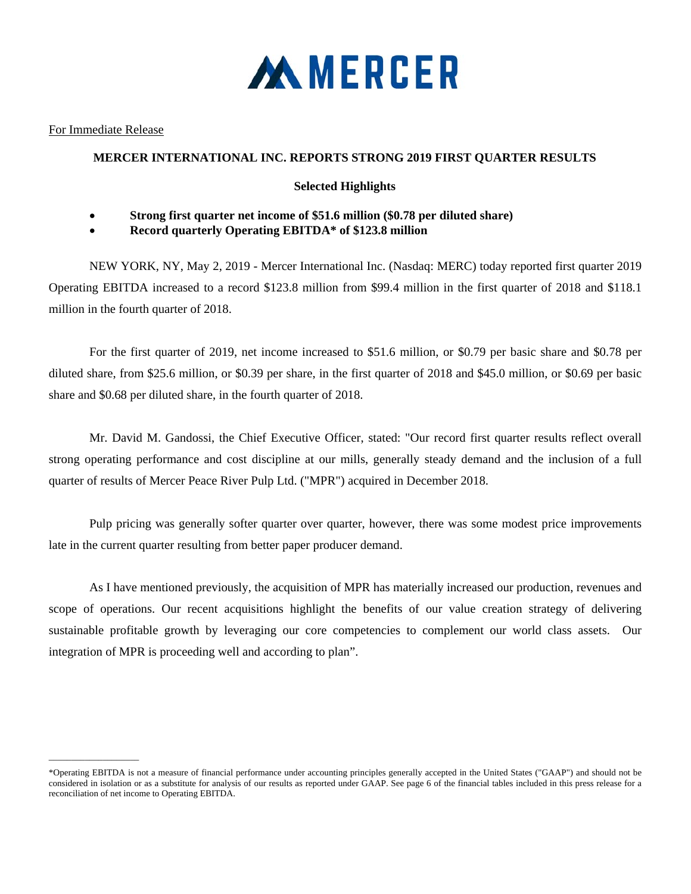# MERCER

For Immediate Release

## MERCER INTERNATIONAL INC. REPORTS STRONG 2019 FIRST QUARTER RESULTS

### Selected Highlights

- **Strong first quarter net income of $51.6 million ($0.78 per diluted share)**
- **Record quarterly Operating EBITDA* of $123.8 million**

NEW YORK, NY, May 2, 2019 - Mercer International Inc. (Nasdaq: MERC) today reported first quarter 2019 Operating EBITDA increased to a record $123.8 million from $99.4 million in the first quarter of 2018 and $118.1 million in the fourth quarter of 2018.

For the first quarter of 2019, net income increased to $51.6 million, or $0.79 per basic share and $0.78 per diluted share, from $25.6 million, or $0.39 per share, in the first quarter of 2018 and $45.0 million, or $0.69 per basic share and $0.68 per diluted share, in the fourth quarter of 2018.

Mr. David M. Gandossi, the Chief Executive Officer, stated: "Our record first quarter results reflect overall strong operating performance and cost discipline at our mills, generally steady demand and the inclusion of a full quarter of results of Mercer Peace River Pulp Ltd. ("MPR") acquired in December 2018.

Pulp pricing was generally softer quarter over quarter, however, there was some modest price improvements late in the current quarter resulting from better paper producer demand.

As I have mentioned previously, the acquisition of MPR has materially increased our production, revenues and scope of operations. Our recent acquisitions highlight the benefits of our value creation strategy of delivering sustainable profitable growth by leveraging our core competencies to complement our world class assets. Our integration of MPR is proceeding well and according to plan".

---

*Operating EBITDA is not a measure of financial performance under accounting principles generally accepted in the United States ("GAAP") and should not be considered in isolation or as a substitute for analysis of our results as reported under GAAP. See page 6 of the financial tables included in this press release for a reconciliation of net income to Operating EBITDA.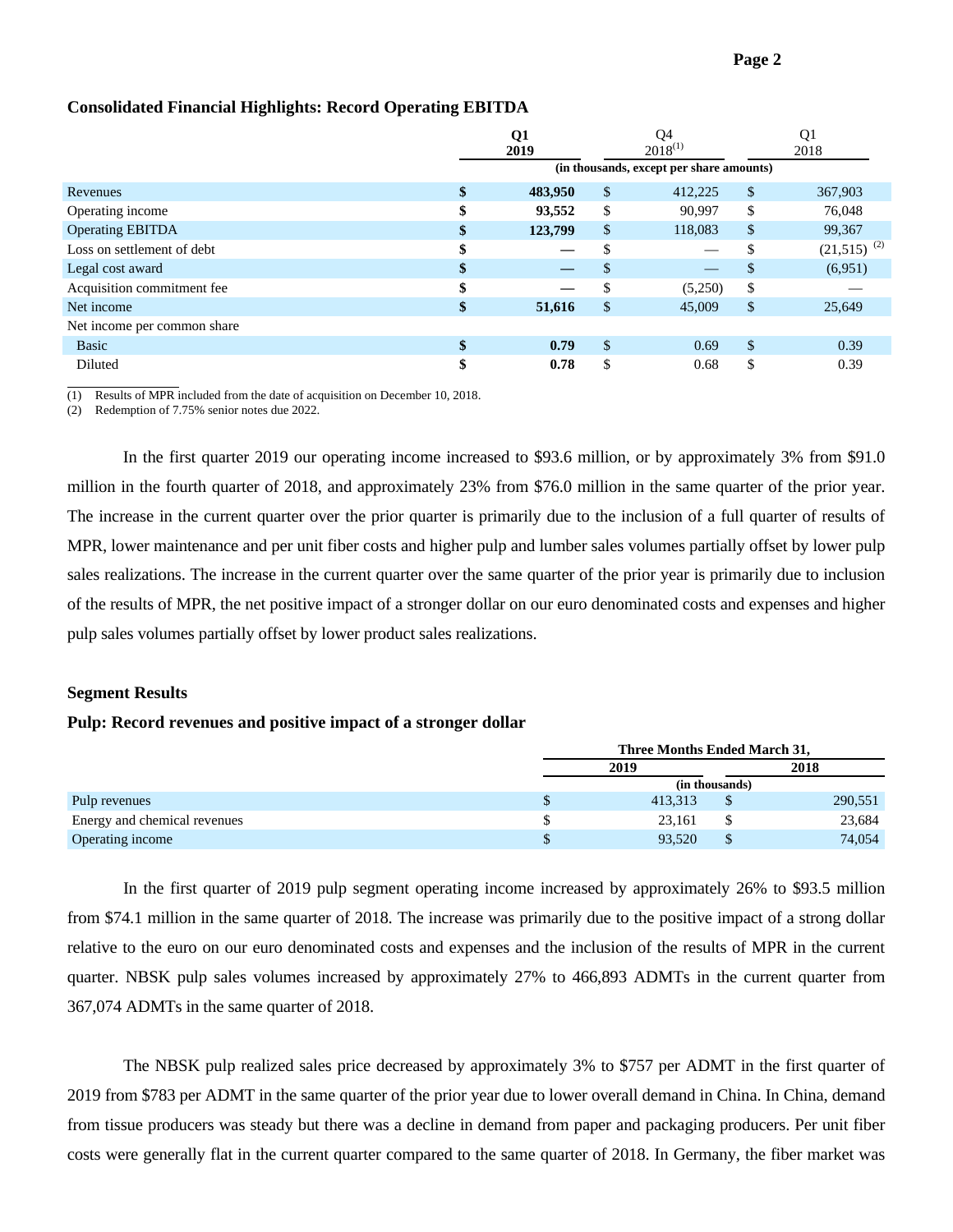### Consolidated Financial Highlights: Record Operating EBITDA

| | Q1 2019 | Q4 2018[(1)] | Q1 2018 |
|---|---|---|---|
| | (in thousands, except per share amounts) | | |
| Revenues | **$ 483,950** | $ 412,225 | $ 367,903 |
| Operating income | **$ 93,552** | $ 90,997 | $ 76,048 |
| Operating EBITDA | **$ 123,799** | $ 118,083 | $ 99,367 |
| Loss on settlement of debt | **$ —** | $ — | $ (21,515) [(2)] |
| Legal cost award | **$ —** | $ — | $ (6,951) |
| Acquisition commitment fee | **$ —** | $ (5,250) | $ — |
| Net income | **$ 51,616** | $ 45,009 | $ 25,649 |
| Net income per common share | | | |
| Basic | **$ 0.79** | $ 0.69 | $ 0.39 |
| Diluted | **$ 0.78** | $ 0.68 | $ 0.39 |

(1) Results of MPR included from the date of acquisition on December 10, 2018.
(2) Redemption of 7.75% senior notes due 2022.

In the first quarter 2019 our operating income increased to $93.6 million, or by approximately 3% from $91.0 million in the fourth quarter of 2018, and approximately 23% from $76.0 million in the same quarter of the prior year. The increase in the current quarter over the prior quarter is primarily due to the inclusion of a full quarter of results of MPR, lower maintenance and per unit fiber costs and higher pulp and lumber sales volumes partially offset by lower pulp sales realizations. The increase in the current quarter over the same quarter of the prior year is primarily due to inclusion of the results of MPR, the net positive impact of a stronger dollar on our euro denominated costs and expenses and higher pulp sales volumes partially offset by lower product sales realizations.

### Segment Results

### Pulp: Record revenues and positive impact of a stronger dollar

| | Three Months Ended March 31, | |
|---|---|---|
| | 2019 | 2018 |
| | (in thousands) | |
| Pulp revenues | $ 413,313 | $ 290,551 |
| Energy and chemical revenues | $ 23,161 | $ 23,684 |
| Operating income | $ 93,520 | $ 74,054 |

In the first quarter of 2019 pulp segment operating income increased by approximately 26% to $93.5 million from $74.1 million in the same quarter of 2018. The increase was primarily due to the positive impact of a strong dollar relative to the euro on our euro denominated costs and expenses and the inclusion of the results of MPR in the current quarter. NBSK pulp sales volumes increased by approximately 27% to 466,893 ADMTs in the current quarter from 367,074 ADMTs in the same quarter of 2018.

The NBSK pulp realized sales price decreased by approximately 3% to $757 per ADMT in the first quarter of 2019 from $783 per ADMT in the same quarter of the prior year due to lower overall demand in China. In China, demand from tissue producers was steady but there was a decline in demand from paper and packaging producers. Per unit fiber costs were generally flat in the current quarter compared to the same quarter of 2018. In Germany, the fiber market was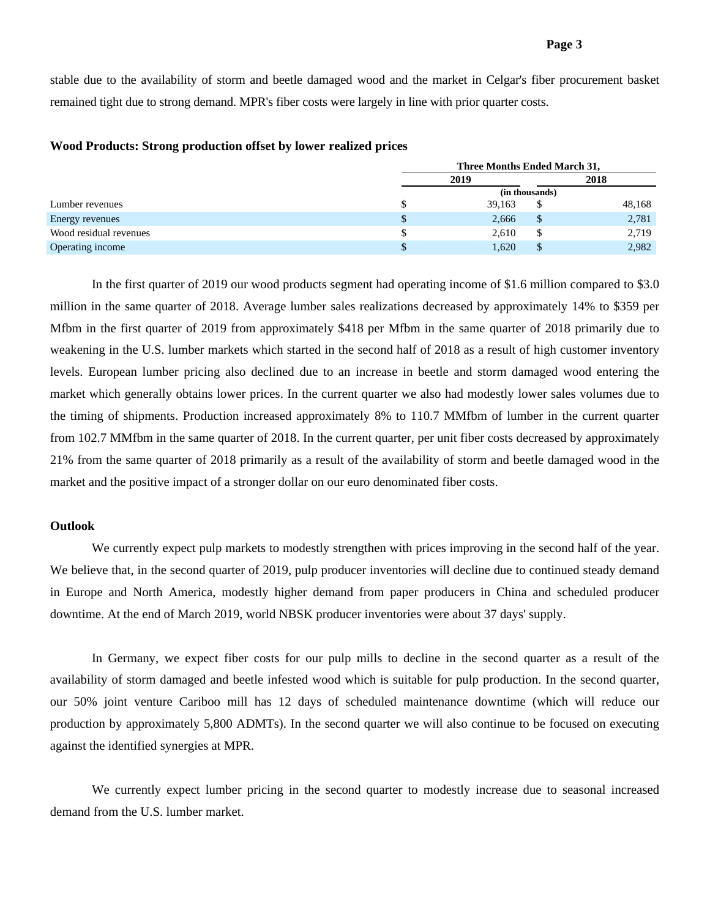stable due to the availability of storm and beetle damaged wood and the market in Celgar's fiber procurement basket remained tight due to strong demand. MPR's fiber costs were largely in line with prior quarter costs.

**Wood Products: Strong production offset by lower realized prices**

| | Three Months Ended March 31, | |
|---|---|---|
| | 2019 | 2018 |
| | (in thousands) | |
| Lumber revenues | $ 39,163 | $ 48,168 |
| Energy revenues | $ 2,666 | $ 2,781 |
| Wood residual revenues | $ 2,610 | $ 2,719 |
| Operating income | $ 1,620 | $ 2,982 |

In the first quarter of 2019 our wood products segment had operating income of $1.6 million compared to $3.0 million in the same quarter of 2018. Average lumber sales realizations decreased by approximately 14% to $359 per Mfbm in the first quarter of 2019 from approximately $418 per Mfbm in the same quarter of 2018 primarily due to weakening in the U.S. lumber markets which started in the second half of 2018 as a result of high customer inventory levels. European lumber pricing also declined due to an increase in beetle and storm damaged wood entering the market which generally obtains lower prices. In the current quarter we also had modestly lower sales volumes due to the timing of shipments. Production increased approximately 8% to 110.7 MMfbm of lumber in the current quarter from 102.7 MMfbm in the same quarter of 2018. In the current quarter, per unit fiber costs decreased by approximately 21% from the same quarter of 2018 primarily as a result of the availability of storm and beetle damaged wood in the market and the positive impact of a stronger dollar on our euro denominated fiber costs.

**Outlook**

We currently expect pulp markets to modestly strengthen with prices improving in the second half of the year. We believe that, in the second quarter of 2019, pulp producer inventories will decline due to continued steady demand in Europe and North America, modestly higher demand from paper producers in China and scheduled producer downtime. At the end of March 2019, world NBSK producer inventories were about 37 days' supply.

In Germany, we expect fiber costs for our pulp mills to decline in the second quarter as a result of the availability of storm damaged and beetle infested wood which is suitable for pulp production. In the second quarter, our 50% joint venture Cariboo mill has 12 days of scheduled maintenance downtime (which will reduce our production by approximately 5,800 ADMTs). In the second quarter we will also continue to be focused on executing against the identified synergies at MPR.

We currently expect lumber pricing in the second quarter to modestly increase due to seasonal increased demand from the U.S. lumber market.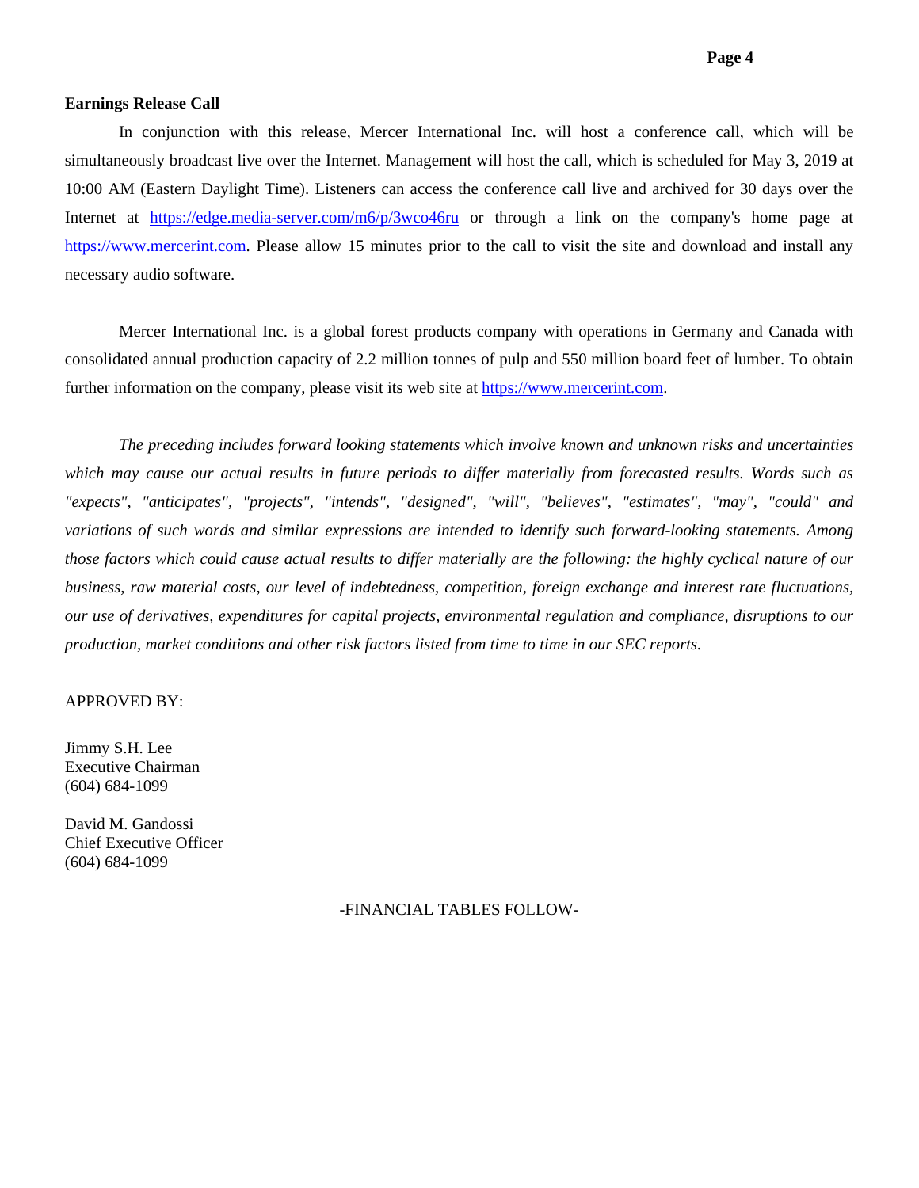**Earnings Release Call**

In conjunction with this release, Mercer International Inc. will host a conference call, which will be simultaneously broadcast live over the Internet. Management will host the call, which is scheduled for May 3, 2019 at 10:00 AM (Eastern Daylight Time). Listeners can access the conference call live and archived for 30 days over the Internet at https://edge.media-server.com/m6/p/3wco46ru or through a link on the company's home page at https://www.mercerint.com. Please allow 15 minutes prior to the call to visit the site and download and install any necessary audio software.

Mercer International Inc. is a global forest products company with operations in Germany and Canada with consolidated annual production capacity of 2.2 million tonnes of pulp and 550 million board feet of lumber. To obtain further information on the company, please visit its web site at https://www.mercerint.com.

*The preceding includes forward looking statements which involve known and unknown risks and uncertainties which may cause our actual results in future periods to differ materially from forecasted results. Words such as "expects", "anticipates", "projects", "intends", "designed", "will", "believes", "estimates", "may", "could" and variations of such words and similar expressions are intended to identify such forward-looking statements. Among those factors which could cause actual results to differ materially are the following: the highly cyclical nature of our business, raw material costs, our level of indebtedness, competition, foreign exchange and interest rate fluctuations, our use of derivatives, expenditures for capital projects, environmental regulation and compliance, disruptions to our production, market conditions and other risk factors listed from time to time in our SEC reports.*

APPROVED BY:

Jimmy S.H. Lee
Executive Chairman
(604) 684-1099

David M. Gandossi
Chief Executive Officer
(604) 684-1099

-FINANCIAL TABLES FOLLOW-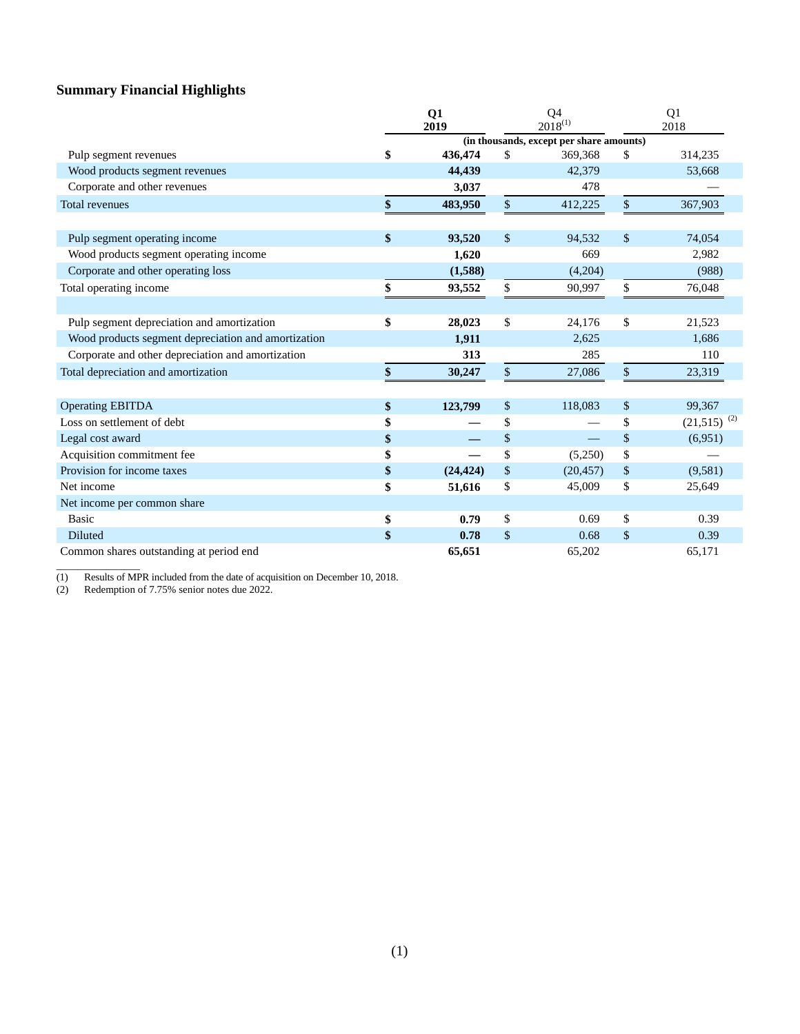## Summary Financial Highlights

| | Q1 2019 | Q4 2018[(1)] | Q1 2018 |
|---|---|---|---|
| | (in thousands, except per share amounts) | | |
| Pulp segment revenues | **$ 436,474** | $ 369,368 | $ 314,235 |
| Wood products segment revenues | **44,439** | 42,379 | 53,668 |
| Corporate and other revenues | **3,037** | 478 | — |
| Total revenues | **$ 483,950** | $ 412,225 | $ 367,903 |
| | | | |
| Pulp segment operating income | **$ 93,520** | $ 94,532 | $ 74,054 |
| Wood products segment operating income | **1,620** | 669 | 2,982 |
| Corporate and other operating loss | **(1,588)** | (4,204) | (988) |
| Total operating income | **$ 93,552** | $ 90,997 | $ 76,048 |
| | | | |
| Pulp segment depreciation and amortization | **$ 28,023** | $ 24,176 | $ 21,523 |
| Wood products segment depreciation and amortization | **1,911** | 2,625 | 1,686 |
| Corporate and other depreciation and amortization | **313** | 285 | 110 |
| Total depreciation and amortization | **$ 30,247** | $ 27,086 | $ 23,319 |
| | | | |
| Operating EBITDA | **$ 123,799** | $ 118,083 | $ 99,367 |
| Loss on settlement of debt | **$ —** | $ — | $ (21,515) [(2)] |
| Legal cost award | **$ —** | $ — | $ (6,951) |
| Acquisition commitment fee | **$ —** | $ (5,250) | $ — |
| Provision for income taxes | **$ (24,424)** | $ (20,457) | $ (9,581) |
| Net income | **$ 51,616** | $ 45,009 | $ 25,649 |
| Net income per common share | | | |
| Basic | **$ 0.79** | $ 0.69 | $ 0.39 |
| Diluted | **$ 0.78** | $ 0.68 | $ 0.39 |
| Common shares outstanding at period end | **65,651** | 65,202 | 65,171 |

(1) Results of MPR included from the date of acquisition on December 10, 2018.
(2) Redemption of 7.75% senior notes due 2022.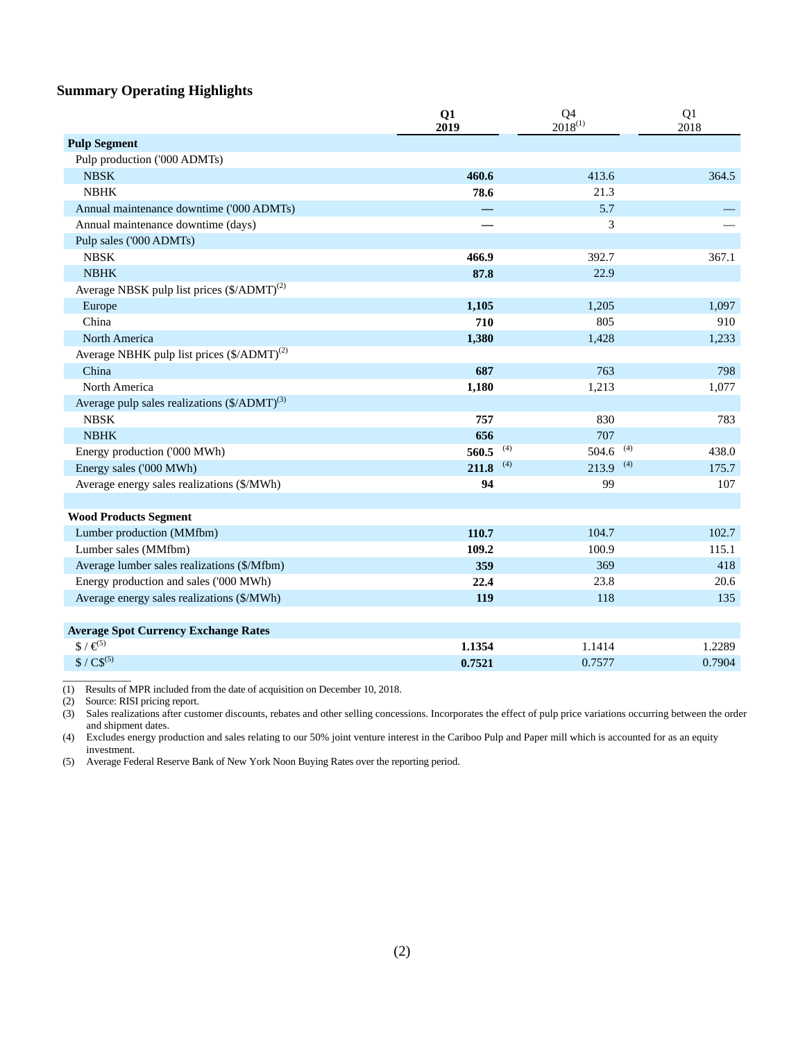## Summary Operating Highlights

| | Q1 2019 | Q4 2018[1] | Q1 2018 |
|---|---|---|---|
| **Pulp Segment** | | | |
| Pulp production ('000 ADMTs) | | | |
| NBSK | **460.6** | 413.6 | 364.5 |
| NBHK | **78.6** | 21.3 | |
| Annual maintenance downtime ('000 ADMTs) | **—** | 5.7 | — |
| Annual maintenance downtime (days) | **—** | 3 | — |
| Pulp sales ('000 ADMTs) | | | |
| NBSK | **466.9** | 392.7 | 367.1 |
| NBHK | **87.8** | 22.9 | |
| Average NBSK pulp list prices ($/ADMT)[2] | | | |
| Europe | **1,105** | 1,205 | 1,097 |
| China | **710** | 805 | 910 |
| North America | **1,380** | 1,428 | 1,233 |
| Average NBHK pulp list prices ($/ADMT)[2] | | | |
| China | **687** | 763 | 798 |
| North America | **1,180** | 1,213 | 1,077 |
| Average pulp sales realizations ($/ADMT)[3] | | | |
| NBSK | **757** | 830 | 783 |
| NBHK | **656** | 707 | |
| Energy production ('000 MWh) | **560.5** [4] | 504.6 [4] | 438.0 |
| Energy sales ('000 MWh) | **211.8** [4] | 213.9 [4] | 175.7 |
| Average energy sales realizations ($/MWh) | **94** | 99 | 107 |
| | | | |
| **Wood Products Segment** | | | |
| Lumber production (MMfbm) | **110.7** | 104.7 | 102.7 |
| Lumber sales (MMfbm) | **109.2** | 100.9 | 115.1 |
| Average lumber sales realizations ($/Mfbm) | **359** | 369 | 418 |
| Energy production and sales ('000 MWh) | **22.4** | 23.8 | 20.6 |
| Average energy sales realizations ($/MWh) | **119** | 118 | 135 |
| | | | |
| **Average Spot Currency Exchange Rates** | | | |
| $ / €[5] | **1.1354** | 1.1414 | 1.2289 |
| $ / C$[5] | **0.7521** | 0.7577 | 0.7904 |

(1) Results of MPR included from the date of acquisition on December 10, 2018.
(2) Source: RISI pricing report.
(3) Sales realizations after customer discounts, rebates and other selling concessions. Incorporates the effect of pulp price variations occurring between the order and shipment dates.
(4) Excludes energy production and sales relating to our 50% joint venture interest in the Cariboo Pulp and Paper mill which is accounted for as an equity investment.
(5) Average Federal Reserve Bank of New York Noon Buying Rates over the reporting period.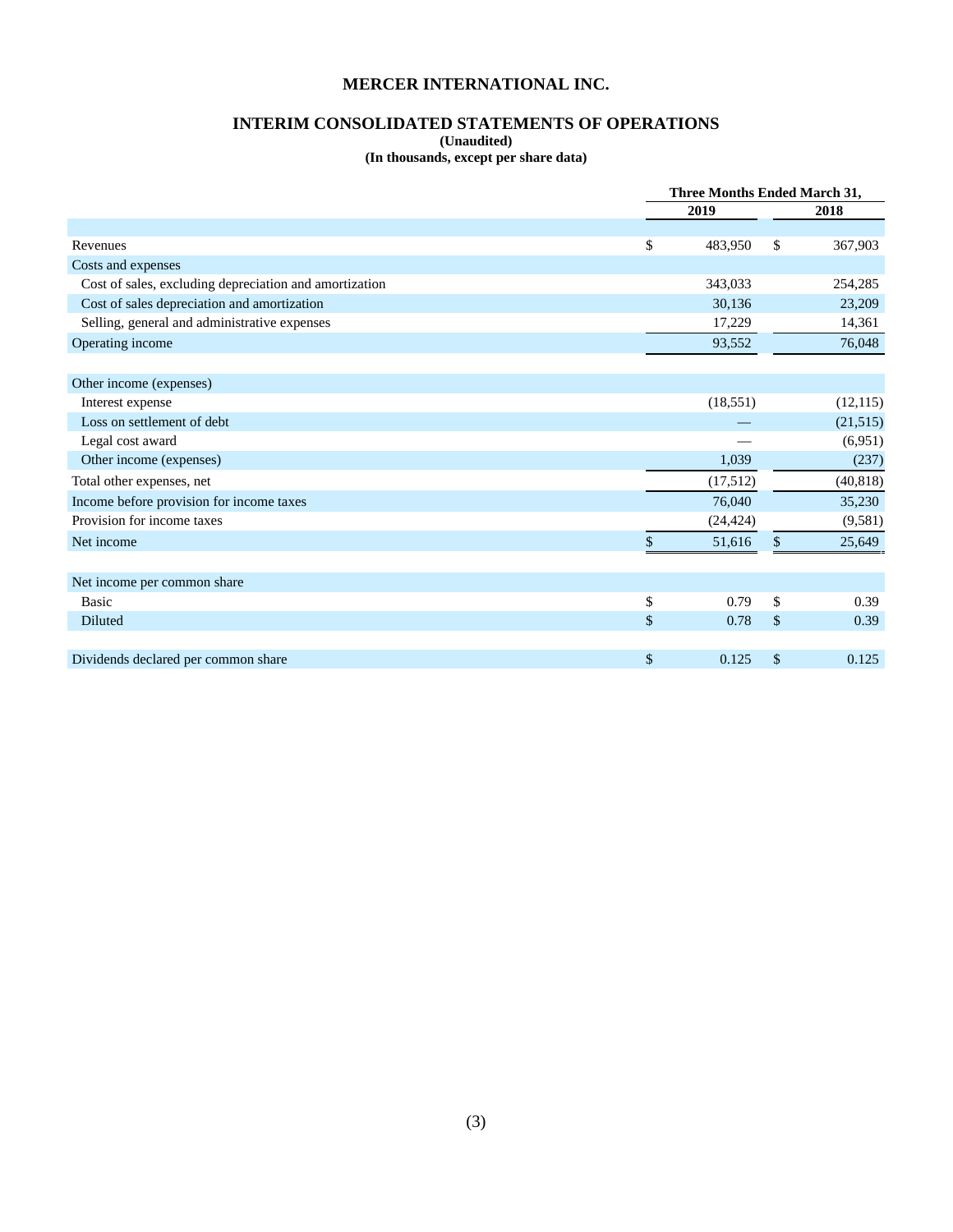# MERCER INTERNATIONAL INC.

## INTERIM CONSOLIDATED STATEMENTS OF OPERATIONS

**(Unaudited)**

**(In thousands, except per share data)**

| | Three Months Ended March 31, | |
|---|---|---|
| | 2019 | 2018 |
| Revenues | $ 483,950 | $ 367,903 |
| Costs and expenses | | |
| Cost of sales, excluding depreciation and amortization | 343,033 | 254,285 |
| Cost of sales depreciation and amortization | 30,136 | 23,209 |
| Selling, general and administrative expenses | 17,229 | 14,361 |
| Operating income | 93,552 | 76,048 |
| Other income (expenses) | | |
| Interest expense | (18,551) | (12,115) |
| Loss on settlement of debt | — | (21,515) |
| Legal cost award | — | (6,951) |
| Other income (expenses) | 1,039 | (237) |
| Total other expenses, net | (17,512) | (40,818) |
| Income before provision for income taxes | 76,040 | 35,230 |
| Provision for income taxes | (24,424) | (9,581) |
| Net income | $ 51,616 | $ 25,649 |
| Net income per common share | | |
| Basic | $ 0.79 | $ 0.39 |
| Diluted | $ 0.78 | $ 0.39 |
| Dividends declared per common share | $ 0.125 | $ 0.125 |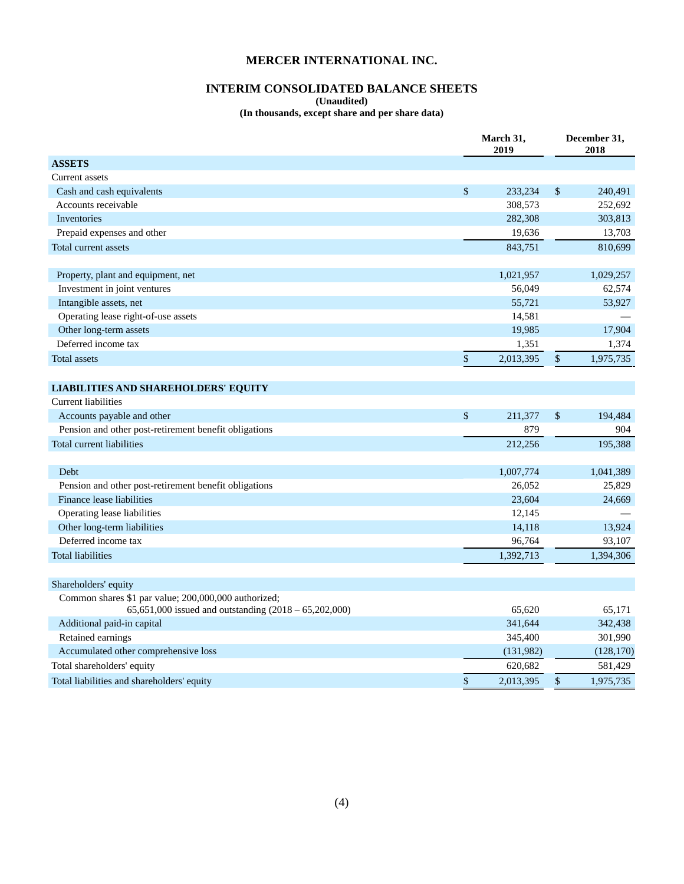# MERCER INTERNATIONAL INC.

## INTERIM CONSOLIDATED BALANCE SHEETS

**(Unaudited)**

**(In thousands, except share and per share data)**

| | March 31, 2019 | December 31, 2018 |
|---|---|---|
| **ASSETS** | | |
| Current assets | | |
| Cash and cash equivalents | $ 233,234 | $ 240,491 |
| Accounts receivable | 308,573 | 252,692 |
| Inventories | 282,308 | 303,813 |
| Prepaid expenses and other | 19,636 | 13,703 |
| Total current assets | 843,751 | 810,699 |
| Property, plant and equipment, net | 1,021,957 | 1,029,257 |
| Investment in joint ventures | 56,049 | 62,574 |
| Intangible assets, net | 55,721 | 53,927 |
| Operating lease right-of-use assets | 14,581 | — |
| Other long-term assets | 19,985 | 17,904 |
| Deferred income tax | 1,351 | 1,374 |
| Total assets | $ 2,013,395 | $ 1,975,735 |
| **LIABILITIES AND SHAREHOLDERS' EQUITY** | | |
| Current liabilities | | |
| Accounts payable and other | $ 211,377 | $ 194,484 |
| Pension and other post-retirement benefit obligations | 879 | 904 |
| Total current liabilities | 212,256 | 195,388 |
| Debt | 1,007,774 | 1,041,389 |
| Pension and other post-retirement benefit obligations | 26,052 | 25,829 |
| Finance lease liabilities | 23,604 | 24,669 |
| Operating lease liabilities | 12,145 | — |
| Other long-term liabilities | 14,118 | 13,924 |
| Deferred income tax | 96,764 | 93,107 |
| Total liabilities | 1,392,713 | 1,394,306 |
| Shareholders' equity | | |
| Common shares $1 par value; 200,000,000 authorized; 65,651,000 issued and outstanding (2018 – 65,202,000) | 65,620 | 65,171 |
| Additional paid-in capital | 341,644 | 342,438 |
| Retained earnings | 345,400 | 301,990 |
| Accumulated other comprehensive loss | (131,982) | (128,170) |
| Total shareholders' equity | 620,682 | 581,429 |
| Total liabilities and shareholders' equity | $ 2,013,395 | $ 1,975,735 |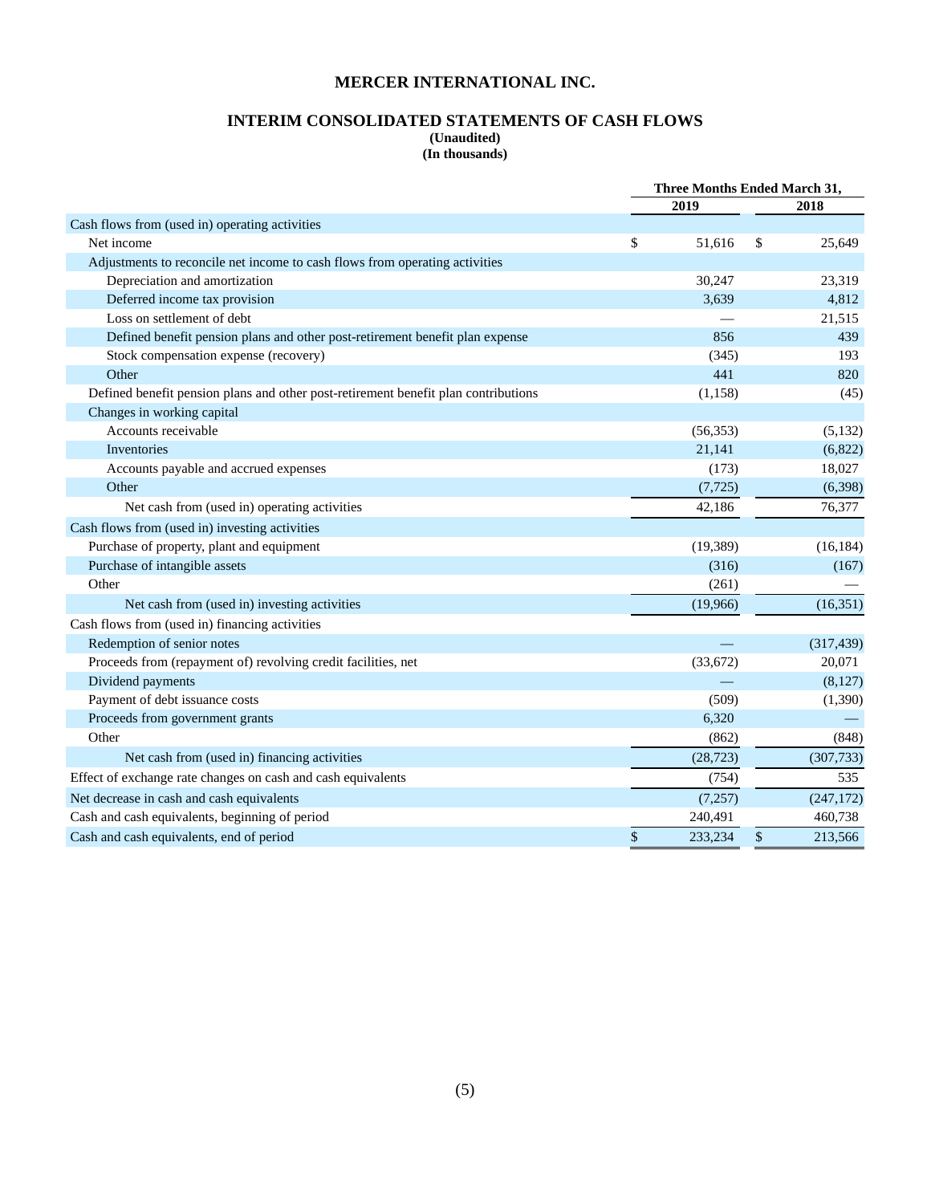# MERCER INTERNATIONAL INC.

## INTERIM CONSOLIDATED STATEMENTS OF CASH FLOWS

**(Unaudited)**
**(In thousands)**

| | Three Months Ended March 31, | |
|---|---|---|
| | 2019 | 2018 |
| Cash flows from (used in) operating activities | | |
| Net income | $ 51,616 | $ 25,649 |
| Adjustments to reconcile net income to cash flows from operating activities | | |
| Depreciation and amortization | 30,247 | 23,319 |
| Deferred income tax provision | 3,639 | 4,812 |
| Loss on settlement of debt | — | 21,515 |
| Defined benefit pension plans and other post-retirement benefit plan expense | 856 | 439 |
| Stock compensation expense (recovery) | (345) | 193 |
| Other | 441 | 820 |
| Defined benefit pension plans and other post-retirement benefit plan contributions | (1,158) | (45) |
| Changes in working capital | | |
| Accounts receivable | (56,353) | (5,132) |
| Inventories | 21,141 | (6,822) |
| Accounts payable and accrued expenses | (173) | 18,027 |
| Other | (7,725) | (6,398) |
| Net cash from (used in) operating activities | 42,186 | 76,377 |
| Cash flows from (used in) investing activities | | |
| Purchase of property, plant and equipment | (19,389) | (16,184) |
| Purchase of intangible assets | (316) | (167) |
| Other | (261) | — |
| Net cash from (used in) investing activities | (19,966) | (16,351) |
| Cash flows from (used in) financing activities | | |
| Redemption of senior notes | — | (317,439) |
| Proceeds from (repayment of) revolving credit facilities, net | (33,672) | 20,071 |
| Dividend payments | — | (8,127) |
| Payment of debt issuance costs | (509) | (1,390) |
| Proceeds from government grants | 6,320 | — |
| Other | (862) | (848) |
| Net cash from (used in) financing activities | (28,723) | (307,733) |
| Effect of exchange rate changes on cash and cash equivalents | (754) | 535 |
| Net decrease in cash and cash equivalents | (7,257) | (247,172) |
| Cash and cash equivalents, beginning of period | 240,491 | 460,738 |
| Cash and cash equivalents, end of period | $ 233,234 | $ 213,566 |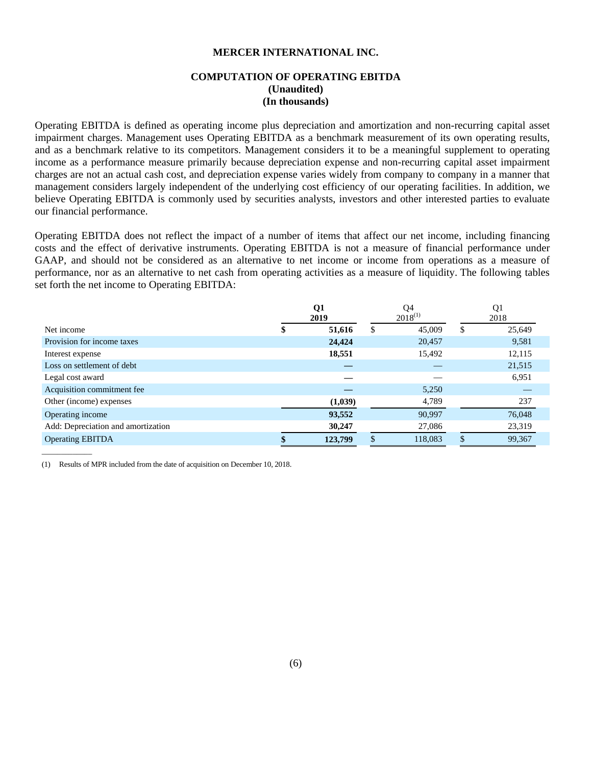**MERCER INTERNATIONAL INC.**

**COMPUTATION OF OPERATING EBITDA**
**(Unaudited)**
**(In thousands)**

Operating EBITDA is defined as operating income plus depreciation and amortization and non-recurring capital asset impairment charges. Management uses Operating EBITDA as a benchmark measurement of its own operating results, and as a benchmark relative to its competitors. Management considers it to be a meaningful supplement to operating income as a performance measure primarily because depreciation expense and non-recurring capital asset impairment charges are not an actual cash cost, and depreciation expense varies widely from company to company in a manner that management considers largely independent of the underlying cost efficiency of our operating facilities. In addition, we believe Operating EBITDA is commonly used by securities analysts, investors and other interested parties to evaluate our financial performance.

Operating EBITDA does not reflect the impact of a number of items that affect our net income, including financing costs and the effect of derivative instruments. Operating EBITDA is not a measure of financial performance under GAAP, and should not be considered as an alternative to net income or income from operations as a measure of performance, nor as an alternative to net cash from operating activities as a measure of liquidity. The following tables set forth the net income to Operating EBITDA:

| | **Q1 2019** | Q4 2018[(1)] | Q1 2018 |
|---|---|---|---|
| Net income | **$ 51,616** | $ 45,009 | $ 25,649 |
| Provision for income taxes | **24,424** | 20,457 | 9,581 |
| Interest expense | **18,551** | 15,492 | 12,115 |
| Loss on settlement of debt | **—** | — | 21,515 |
| Legal cost award | **—** | — | 6,951 |
| Acquisition commitment fee | **—** | 5,250 | — |
| Other (income) expenses | **(1,039)** | 4,789 | 237 |
| Operating income | **93,552** | 90,997 | 76,048 |
| Add: Depreciation and amortization | **30,247** | 27,086 | 23,319 |
| Operating EBITDA | **$ 123,799** | $ 118,083 | $ 99,367 |

(1) Results of MPR included from the date of acquisition on December 10, 2018.